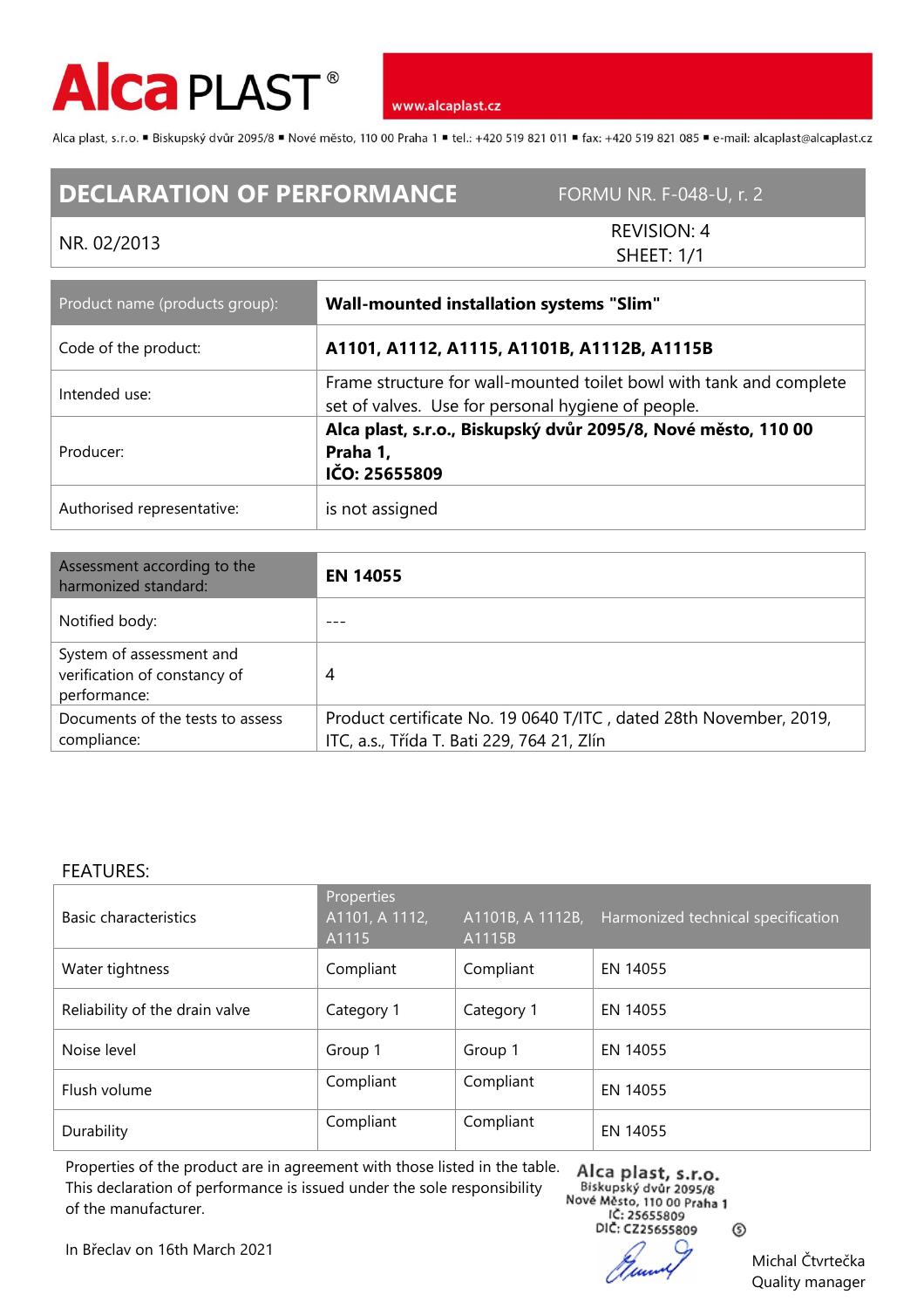# Alca PLAST®

www.alcaplast.cz

Alca plast, s.r.o. ▪ Biskupský dvůr 2095/8 ▪ Nové město, 110 00 Praha 1 ▪ tel.: +420 519 821 011 ▪ fax: +420 519 821 085 ▪ e-mail: alcaplast@alcaplast.cz

## DECLARATION OF PERFORMANCE

FORMU NR. F-048-U, r. 2

NR. 02/2013

REVISION: 4
SHEET: 1/1

| Product name (products group): | **Wall-mounted installation systems "Slim"** |
|---|---|
| Code of the product: | **A1101, A1112, A1115, A1101B, A1112B, A1115B** |
| Intended use: | Frame structure for wall-mounted toilet bowl with tank and complete set of valves. Use for personal hygiene of people. |
| Producer: | **Alca plast, s.r.o., Biskupský dvůr 2095/8, Nové město, 110 00 Praha 1, IČO: 25655809** |
| Authorised representative: | is not assigned |

| Assessment according to the harmonized standard: | **EN 14055** |
|---|---|
| Notified body: | --- |
| System of assessment and verification of constancy of performance: | 4 |
| Documents of the tests to assess compliance: | Product certificate No. 19 0640 T/ITC , dated 28th November, 2019, ITC, a.s., Třída T. Bati 229, 764 21, Zlín |

FEATURES:

| Basic characteristics | Properties A1101, A 1112, A1115 | A1101B, A 1112B, A1115B | Harmonized technical specification |
|---|---|---|---|
| Water tightness | Compliant | Compliant | EN 14055 |
| Reliability of the drain valve | Category 1 | Category 1 | EN 14055 |
| Noise level | Group 1 | Group 1 | EN 14055 |
| Flush volume | Compliant | Compliant | EN 14055 |
| Durability | Compliant | Compliant | EN 14055 |

Properties of the product are in agreement with those listed in the table. This declaration of performance is issued under the sole responsibility of the manufacturer.

In Břeclav on 16th March 2021

Alca plast, s.r.o.
Biskupský dvůr 2095/8
Nové Město, 110 00 Praha 1
IČ: 25655809
DIČ: CZ25655809

Michal Čtvrtečka
Quality manager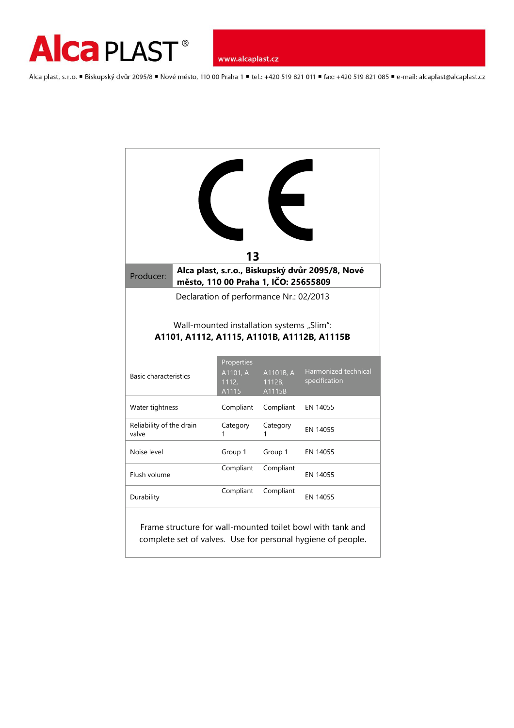# Alca PLAST®

www.alcaplast.cz

Alca plast, s.r.o. ▪ Biskupský dvůr 2095/8 ▪ Nové město, 110 00 Praha 1 ▪ tel.: +420 519 821 011 ▪ fax: +420 519 821 085 ▪ e-mail: alcaplast@alcaplast.cz

CE

**13**

| Producer: | **Alca plast, s.r.o., Biskupský dvůr 2095/8, Nové město, 110 00 Praha 1, IČO: 25655809** |
|---|---|

Declaration of performance Nr.: 02/2013

Wall-mounted installation systems „Slim":
**A1101, A1112, A1115, A1101B, A1112B, A1115B**

| Basic characteristics | Properties A1101, A 1112, A1115 | A1101B, A 1112B, A1115B | Harmonized technical specification |
|---|---|---|---|
| Water tightness | Compliant | Compliant | EN 14055 |
| Reliability of the drain valve | Category 1 | Category 1 | EN 14055 |
| Noise level | Group 1 | Group 1 | EN 14055 |
| Flush volume | Compliant | Compliant | EN 14055 |
| Durability | Compliant | Compliant | EN 14055 |

Frame structure for wall-mounted toilet bowl with tank and complete set of valves. Use for personal hygiene of people.